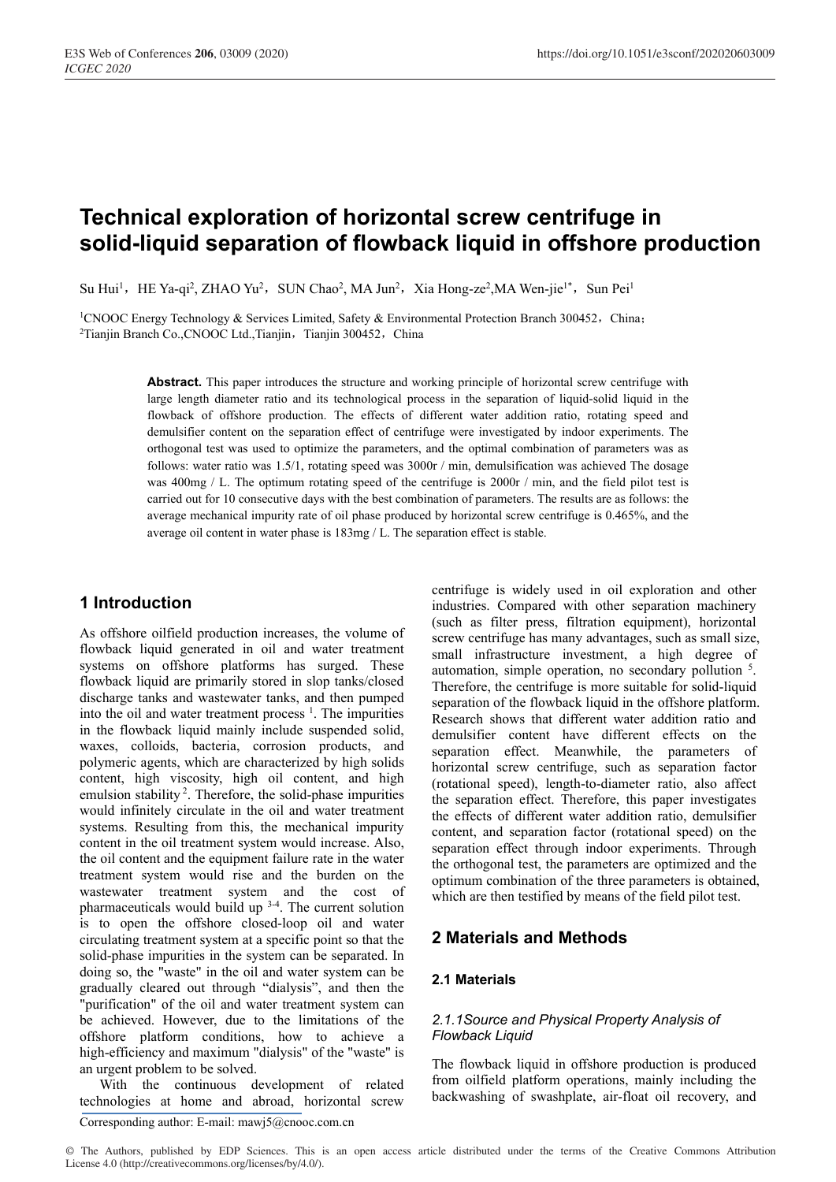# Technical exploration of horizontal screw centrifuge in solid-liquid separation of flowback liquid in offshore production

Su Hui[1], HE Ya-qi[2], ZHAO Yu[2], SUN Chao[2], MA Jun[2], Xia Hong-ze[2],MA Wen-jie[1*], Sun Pei[1]

[1]CNOOC Energy Technology & Services Limited, Safety & Environmental Protection Branch 300452，China；
[2]Tianjin Branch Co.,CNOOC Ltd.,Tianjin，Tianjin 300452，China

**Abstract.** This paper introduces the structure and working principle of horizontal screw centrifuge with large length diameter ratio and its technological process in the separation of liquid-solid liquid in the flowback of offshore production. The effects of different water addition ratio, rotating speed and demulsifier content on the separation effect of centrifuge were investigated by indoor experiments. The orthogonal test was used to optimize the parameters, and the optimal combination of parameters was as follows: water ratio was 1.5/1, rotating speed was 3000r / min, demulsification was achieved The dosage was 400mg / L. The optimum rotating speed of the centrifuge is 2000r / min, and the field pilot test is carried out for 10 consecutive days with the best combination of parameters. The results are as follows: the average mechanical impurity rate of oil phase produced by horizontal screw centrifuge is 0.465%, and the average oil content in water phase is 183mg / L. The separation effect is stable.

## 1 Introduction

As offshore oilfield production increases, the volume of flowback liquid generated in oil and water treatment systems on offshore platforms has surged. These flowback liquid are primarily stored in slop tanks/closed discharge tanks and wastewater tanks, and then pumped into the oil and water treatment process [1]. The impurities in the flowback liquid mainly include suspended solid, waxes, colloids, bacteria, corrosion products, and polymeric agents, which are characterized by high solids content, high viscosity, high oil content, and high emulsion stability [2]. Therefore, the solid-phase impurities would infinitely circulate in the oil and water treatment systems. Resulting from this, the mechanical impurity content in the oil treatment system would increase. Also, the oil content and the equipment failure rate in the water treatment system would rise and the burden on the wastewater treatment system and the cost of pharmaceuticals would build up [3-4]. The current solution is to open the offshore closed-loop oil and water circulating treatment system at a specific point so that the solid-phase impurities in the system can be separated. In doing so, the "waste" in the oil and water system can be gradually cleared out through "dialysis", and then the "purification" of the oil and water treatment system can be achieved. However, due to the limitations of the offshore platform conditions, how to achieve a high-efficiency and maximum "dialysis" of the "waste" is an urgent problem to be solved.

With the continuous development of related technologies at home and abroad, horizontal screw centrifuge is widely used in oil exploration and other industries. Compared with other separation machinery (such as filter press, filtration equipment), horizontal screw centrifuge has many advantages, such as small size, small infrastructure investment, a high degree of automation, simple operation, no secondary pollution [5]. Therefore, the centrifuge is more suitable for solid-liquid separation of the flowback liquid in the offshore platform. Research shows that different water addition ratio and demulsifier content have different effects on the separation effect. Meanwhile, the parameters of horizontal screw centrifuge, such as separation factor (rotational speed), length-to-diameter ratio, also affect the separation effect. Therefore, this paper investigates the effects of different water addition ratio, demulsifier content, and separation factor (rotational speed) on the separation effect through indoor experiments. Through the orthogonal test, the parameters are optimized and the optimum combination of the three parameters is obtained, which are then testified by means of the field pilot test.

## 2 Materials and Methods

### 2.1 Materials

#### *2.1.1Source and Physical Property Analysis of Flowback Liquid*

The flowback liquid in offshore production is produced from oilfield platform operations, mainly including the backwashing of swashplate, air-float oil recovery, and

Corresponding author: E-mail: mawj5@cnooc.com.cn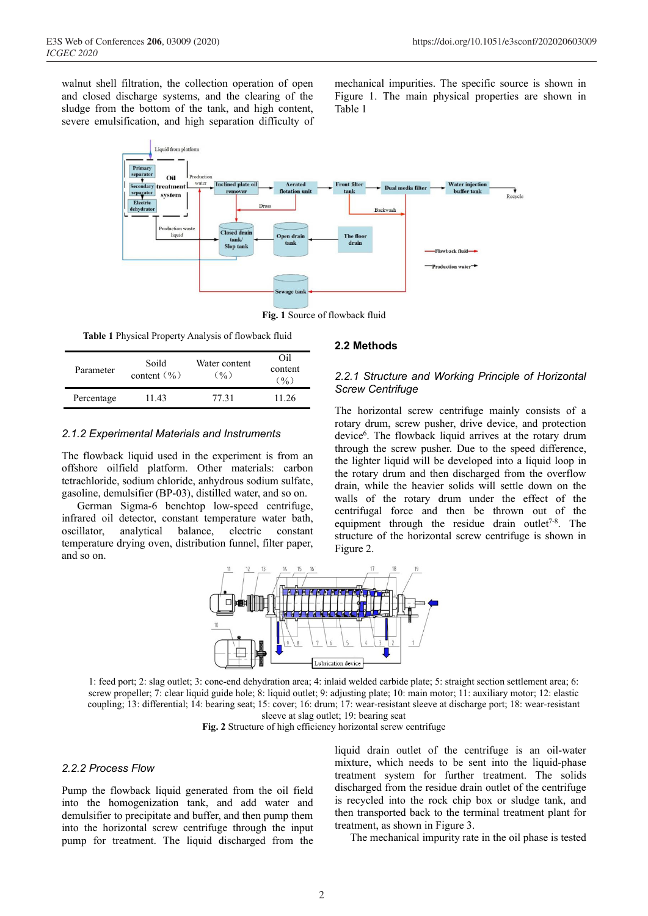walnut shell filtration, the collection operation of open and closed discharge systems, and the clearing of the sludge from the bottom of the tank, and high content, severe emulsification, and high separation difficulty of mechanical impurities. The specific source is shown in Figure 1. The main physical properties are shown in Table 1

**Fig. 1** Source of flowback fluid

**Table 1** Physical Property Analysis of flowback fluid

| Parameter | Soild content（%） | Water content（%） | Oil content（%） |
|---|---|---|---|
| Percentage | 11.43 | 77.31 | 11.26 |

#### *2.1.2 Experimental Materials and Instruments*

The flowback liquid used in the experiment is from an offshore oilfield platform. Other materials: carbon tetrachloride, anhydrous sodium sulfate, gasoline, demulsifier (BP-03), distilled water, and so on.

German Sigma-6 benchtop low-speed centrifuge, infrared oil detector, constant temperature water bath, oscillator, analytical balance, electric constant temperature drying oven, distribution funnel, filter paper, and so on.

### 2.2 Methods

#### *2.2.1 Structure and Working Principle of Horizontal Screw Centrifuge*

The horizontal screw centrifuge mainly consists of a rotary drum, screw pusher, drive device, and protection device[6]. The flowback liquid arrives at the rotary drum through the screw pusher. Due to the speed difference, the lighter liquid will be developed into a liquid loop in the rotary drum and then discharged from the overflow drain, while the heavier solids will settle down on the walls of the rotary drum under the effect of the centrifugal force and then be thrown out of the equipment through the residue drain outlet[7-8]. The structure of the horizontal screw centrifuge is shown in Figure 2.

1: feed port; 2: slag outlet; 3: cone-end dehydration area; 4: inlaid welded carbide plate; 5: straight section settlement area; 6: screw propeller; 7: clear liquid guide hole; 8: liquid outlet; 9: adjusting plate; 10: main motor; 11: auxiliary motor; 12: elastic coupling; 13: differential; 14: bearing seat; 15: cover; 16: drum; 17: wear-resistant sleeve at discharge port; 18: wear-resistant sleeve at slag outlet; 19: bearing seat

**Fig. 2** Structure of high efficiency horizontal screw centrifuge

#### *2.2.2 Process Flow*

Pump the flowback liquid generated from the oil field into the homogenization tank, and add water and demulsifier to precipitate and buffer, and then pump them into the horizontal screw centrifuge through the input pump for treatment. The liquid discharged from the liquid drain outlet of the centrifuge is an oil-water mixture, which needs to be sent into the liquid-phase treatment system for further treatment. The solids discharged from the residue drain outlet of the centrifuge is recycled into the rock chip box or sludge tank, and then transported back to the terminal treatment plant for treatment, as shown in Figure 3.

The mechanical impurity rate in the oil phase is tested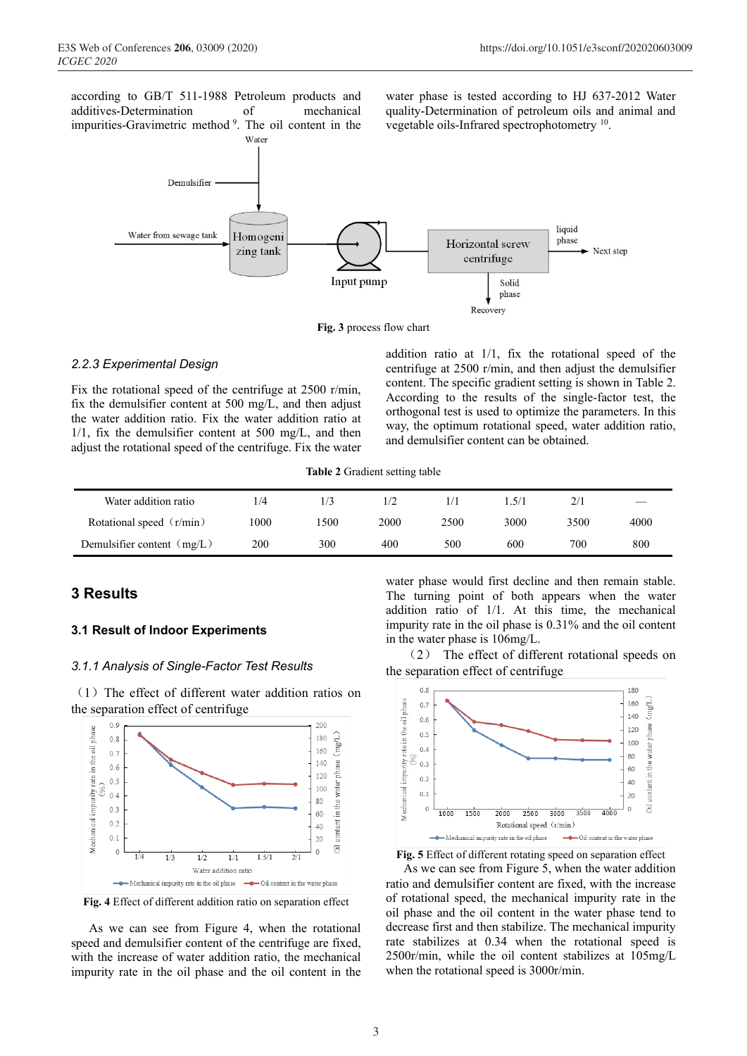according to GB/T 511-1988 Petroleum products and additives-Determination of mechanical impurities-Gravimetric method [9]. The oil content in the water phase is tested according to HJ 637-2012 Water quality-Determination of petroleum oils and animal and vegetable oils-Infrared spectrophotometry [10].

**Fig. 3** process flow chart

### 2.2.3 Experimental Design

Fix the rotational speed of the centrifuge at 2500 r/min, fix the demulsifier content at 500 mg/L, and then adjust the water addition ratio. Fix the water addition ratio at 1/1, fix the demulsifier content at 500 mg/L, and then adjust the rotational speed of the centrifuge. Fix the water addition ratio at 1/1, fix the rotational speed of the centrifuge at 2500 r/min, and then adjust the demulsifier content. The specific gradient setting is shown in Table 2. According to the results of the single-factor test, the orthogonal test is used to optimize the parameters. In this way, the optimum rotational speed, water addition ratio, and demulsifier content can be obtained.

**Table 2** Gradient setting table

| Water addition ratio | 1/4 | 1/3 | 1/2 | 1/1 | 1.5/1 | 2/1 | — |
|---|---|---|---|---|---|---|---|
| Rotational speed（r/min） | 1000 | 1500 | 2000 | 2500 | 3000 | 3500 | 4000 |
| Demulsifier content（mg/L） | 200 | 300 | 400 | 500 | 600 | 700 | 800 |

## 3 Results

### 3.1 Result of Indoor Experiments

### 3.1.1 Analysis of Single-Factor Test Results

（1）The effect of different water addition ratios on the separation effect of centrifuge

**Fig. 4** Effect of different addition ratio on separation effect

As we can see from Figure 4, when the rotational speed and demulsifier content of the centrifuge are fixed, with the increase of water addition ratio, the mechanical impurity rate in the oil phase and the oil content in the water phase would first decline and then remain stable. The turning point of both appears when the water addition ratio of 1/1. At this time, the mechanical impurity rate in the oil phase is 0.31% and the oil content in the water phase is 106mg/L.

（2） The effect of different rotational speeds on the separation effect of centrifuge

**Fig. 5** Effect of different rotating speed on separation effect

As we can see from Figure 5, when the water addition ratio and demulsifier content are fixed, with the increase of rotational speed, the mechanical impurity rate in the oil phase and the oil content in the water phase tend to decrease first and then stabilize. The mechanical impurity rate stabilizes at 0.34 when the rotational speed is 2500r/min, while the oil content stabilizes at 105mg/L when the rotational speed is 3000r/min.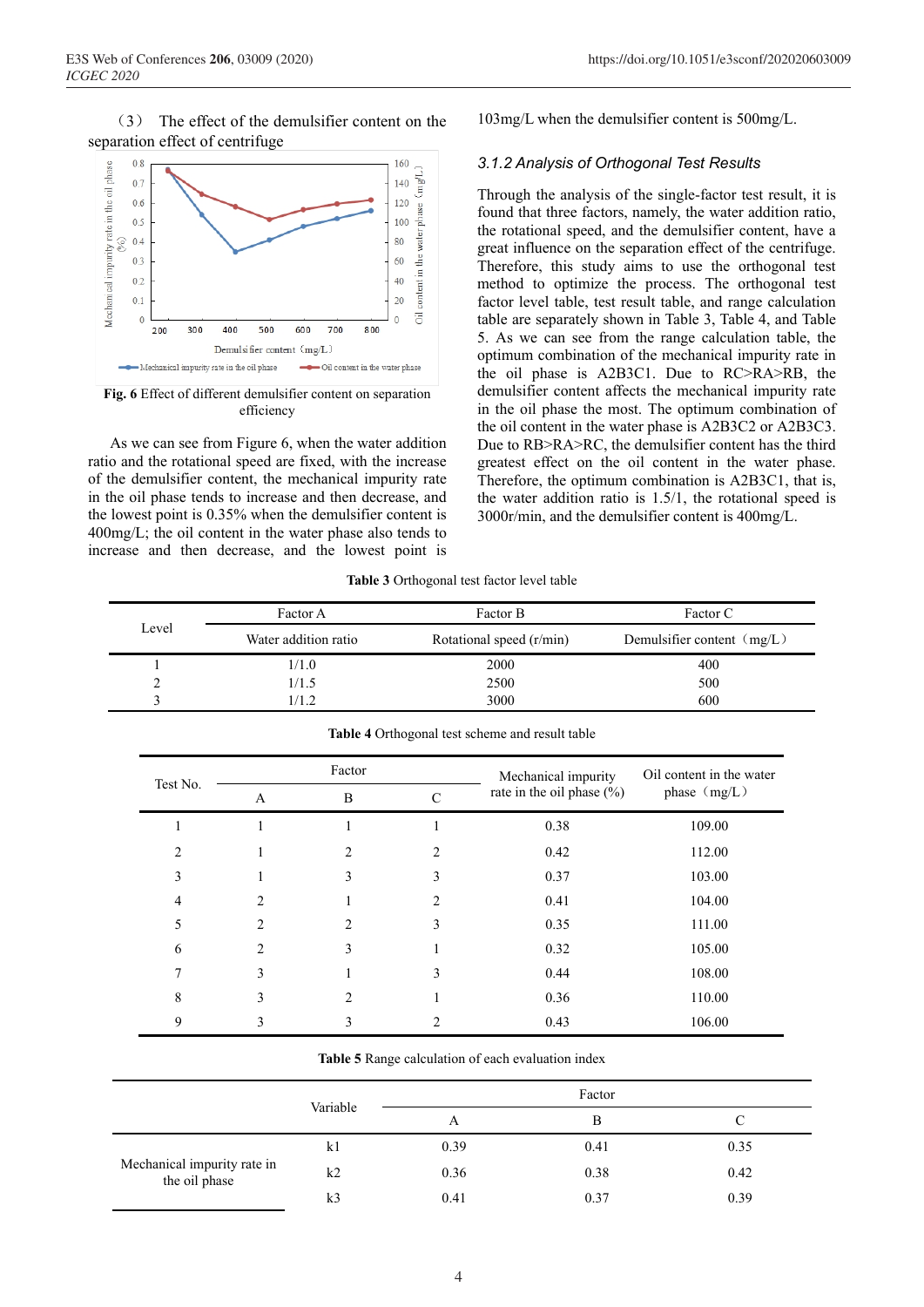（3） The effect of the demulsifier content on the separation effect of centrifuge

**Fig. 6** Effect of different demulsifier content on separation efficiency

As we can see from Figure 6, when the water addition ratio and the rotational speed are fixed, with the increase of the demulsifier content, the mechanical impurity rate in the oil phase tends to increase and then decrease, and the lowest point is 0.35% when the demulsifier content is 400mg/L; the oil content in the water phase also tends to increase and then decrease, and the lowest point is 103mg/L when the demulsifier content is 500mg/L.

### *3.1.2 Analysis of Orthogonal Test Results*

Through the analysis of the single-factor test result, it is found that three factors, namely, the water addition ratio, the rotational speed, and the demulsifier content, have a great influence on the separation effect of the centrifuge. Therefore, this study aims to use the orthogonal test method to optimize the process. The orthogonal test factor level table, test result table, and range calculation table are separately shown in Table 3, Table 4, and Table 5. As we can see from the range calculation table, the optimum combination of the mechanical impurity rate in the oil phase is A2B3C1. Due to RC>RA>RB, the demulsifier content affects the mechanical impurity rate in the oil phase the most. The optimum combination of the oil content in the water phase is A2B3C2 or A2B3C3. Due to RB>RA>RC, the demulsifier content has the third greatest effect on the oil content in the water phase. Therefore, the optimum combination is A2B3C1, that is, the water addition ratio is 1.5/1, the rotational speed is 3000r/min, and the demulsifier content is 400mg/L.

**Table 3** Orthogonal test factor level table

| Level | Factor A | Factor B | Factor C |
|---|---|---|---|
| | Water addition ratio | Rotational speed (r/min) | Demulsifier content（mg/L） |
| 1 | 1/1.0 | 2000 | 400 |
| 2 | 1/1.5 | 2500 | 500 |
| 3 | 1/1.2 | 3000 | 600 |

**Table 4** Orthogonal test scheme and result table

| Test No. | Factor | | | Mechanical impurity rate in the oil phase (%) | Oil content in the water phase（mg/L） |
|---|---|---|---|---|---|
| | A | B | C | | |
| 1 | 1 | 1 | 1 | 0.38 | 109.00 |
| 2 | 1 | 2 | 2 | 0.42 | 112.00 |
| 3 | 1 | 3 | 3 | 0.37 | 103.00 |
| 4 | 2 | 1 | 2 | 0.41 | 104.00 |
| 5 | 2 | 2 | 3 | 0.35 | 111.00 |
| 6 | 2 | 3 | 1 | 0.32 | 105.00 |
| 7 | 3 | 1 | 3 | 0.44 | 108.00 |
| 8 | 3 | 2 | 1 | 0.36 | 110.00 |
| 9 | 3 | 3 | 2 | 0.43 | 106.00 |

**Table 5** Range calculation of each evaluation index

| | Variable | Factor | | |
|---|---|---|---|---|
| | | A | B | C |
| Mechanical impurity rate in the oil phase | k1 | 0.39 | 0.41 | 0.35 |
| | k2 | 0.36 | 0.38 | 0.42 |
| | k3 | 0.41 | 0.37 | 0.39 |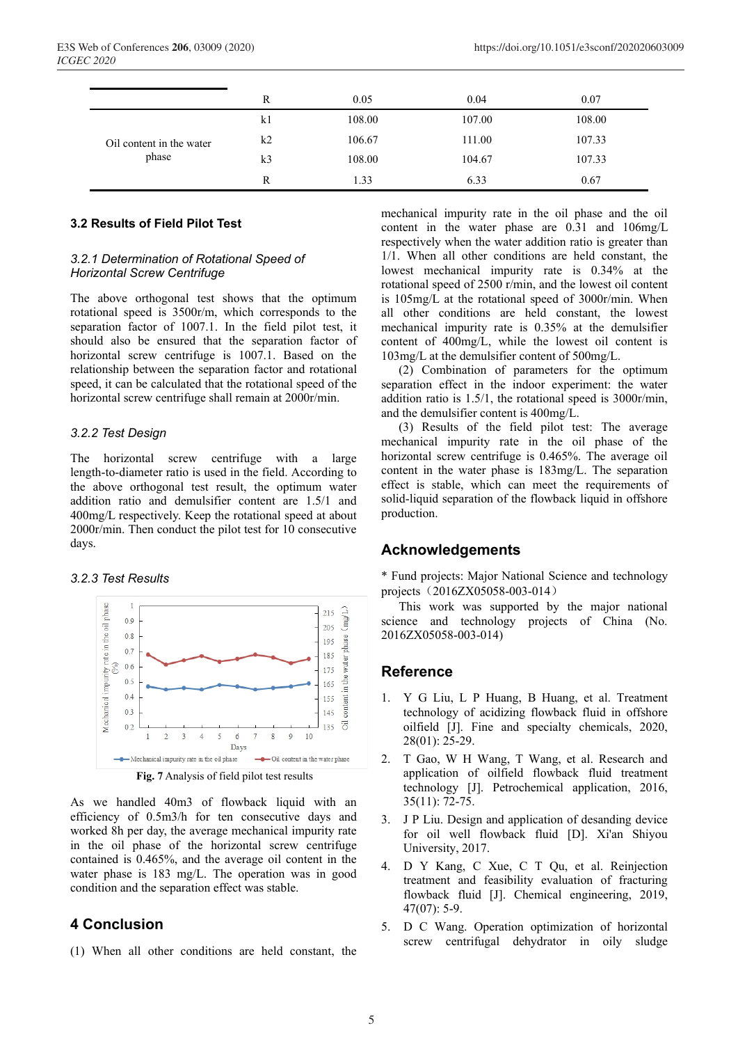| | R | 0.05 | 0.04 | 0.07 |
|---|---|---|---|---|
| Oil content in the water phase | k1 | 108.00 | 107.00 | 108.00 |
| | k2 | 106.67 | 111.00 | 107.33 |
| | k3 | 108.00 | 104.67 | 107.33 |
| | R | 1.33 | 6.33 | 0.67 |

### 3.2 Results of Field Pilot Test

#### *3.2.1 Determination of Rotational Speed of Horizontal Screw Centrifuge*

The above orthogonal test shows that the optimum rotational speed is 3500r/m, which corresponds to the separation factor of 1007.1. In the field pilot test, it should also be ensured that the separation factor of horizontal screw centrifuge is 1007.1. Based on the relationship between the separation factor and rotational speed, it can be calculated that the rotational speed of the horizontal screw centrifuge shall remain at 2000r/min.

#### *3.2.2 Test Design*

The horizontal screw centrifuge with a large length-to-diameter ratio is used in the field. According to the above orthogonal test result, the optimum water addition ratio and demulsifier content are 1.5/1 and 400mg/L respectively. Keep the rotational speed at about 2000r/min. Then conduct the pilot test for 10 consecutive days.

#### *3.2.3 Test Results*

**Fig. 7** Analysis of field pilot test results

As we handled 40m3 of flowback liquid with an efficiency of 0.5m3/h for ten consecutive days and worked 8h per day, the average mechanical impurity rate in the oil phase of the horizontal screw centrifuge contained is 0.465%, and the average oil content in the water phase is 183 mg/L. The operation was in good condition and the separation effect was stable.

## 4 Conclusion

(1) When all other conditions are held constant, the mechanical impurity rate in the oil phase and the oil content in the water phase are 0.31 and 106mg/L respectively when the water addition ratio is greater than 1/1. When all other conditions are held constant, the lowest mechanical impurity rate is 0.34% at the rotational speed of 2500 r/min, and the lowest oil content is 105mg/L at the rotational speed of 3000r/min. When all other conditions are held constant, the lowest mechanical impurity rate is 0.35% at the demulsifier content of 400mg/L, while the lowest oil content is 103mg/L at the demulsifier content of 500mg/L.

(2) Combination of parameters for the optimum separation effect in the indoor experiment: the water addition ratio is 1.5/1, the rotational speed is 3000r/min, and the demulsifier content is 400mg/L.

(3) Results of the field pilot test: The average mechanical impurity rate in the oil phase of the horizontal screw centrifuge is 0.465%. The average oil content in the water phase is 183mg/L. The separation effect is stable, which can meet the requirements of solid-liquid separation of the flowback liquid in offshore production.

## Acknowledgements

* Fund projects: Major National Science and technology projects（2016ZX05058-003-014）

This work was supported by the major national science and technology projects of China (No. 2016ZX05058-003-014)

## Reference

1. Y G Liu, L P Huang, B Huang, et al. Treatment technology of acidizing flowback fluid in offshore oilfield [J]. Fine and specialty chemicals, 2020, 28(01): 25-29.
2. T Gao, W H Wang, T Wang, et al. Research and application of oilfield flowback fluid treatment technology [J]. Petrochemical application, 2016, 35(11): 72-75.
3. J P Liu. Design and application of desanding device for oil well flowback fluid [D]. Xi'an Shiyou University, 2017.
4. D Y Kang, C Xue, C T Qu, et al. Reinjection treatment and feasibility evaluation of fracturing flowback fluid [J]. Chemical engineering, 2019, 47(07): 5-9.
5. D C Wang. Operation optimization of horizontal screw centrifugal dehydrator in oily sludge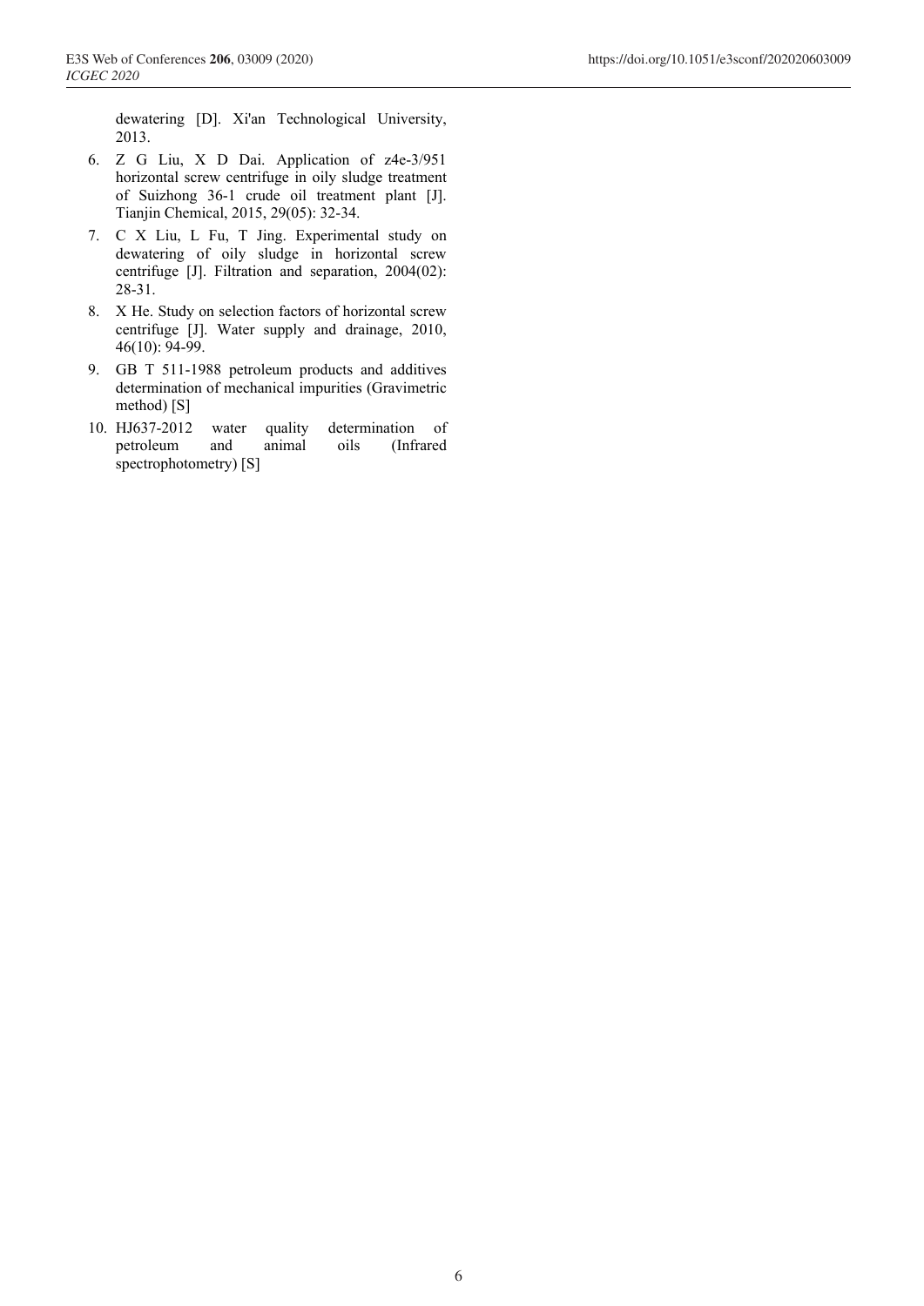dewatering [D]. Xi'an Technological University, 2013.

6. Z G Liu, X D Dai. Application of z4e-3/951 horizontal screw centrifuge in oily sludge treatment of Suizhong 36-1 crude oil treatment plant [J]. Tianjin Chemical, 2015, 29(05): 32-34.
7. C X Liu, L Fu, T Jing. Experimental study on dewatering of oily sludge in horizontal screw centrifuge [J]. Filtration and separation, 2004(02): 28-31.
8. X He. Study on selection factors of horizontal screw centrifuge [J]. Water supply and drainage, 2010, 46(10): 94-99.
9. GB T 511-1988 petroleum products and additives determination of mechanical impurities (Gravimetric method) [S]
10. HJ637-2012 water quality determination of petroleum and animal oils (Infrared spectrophotometry) [S]